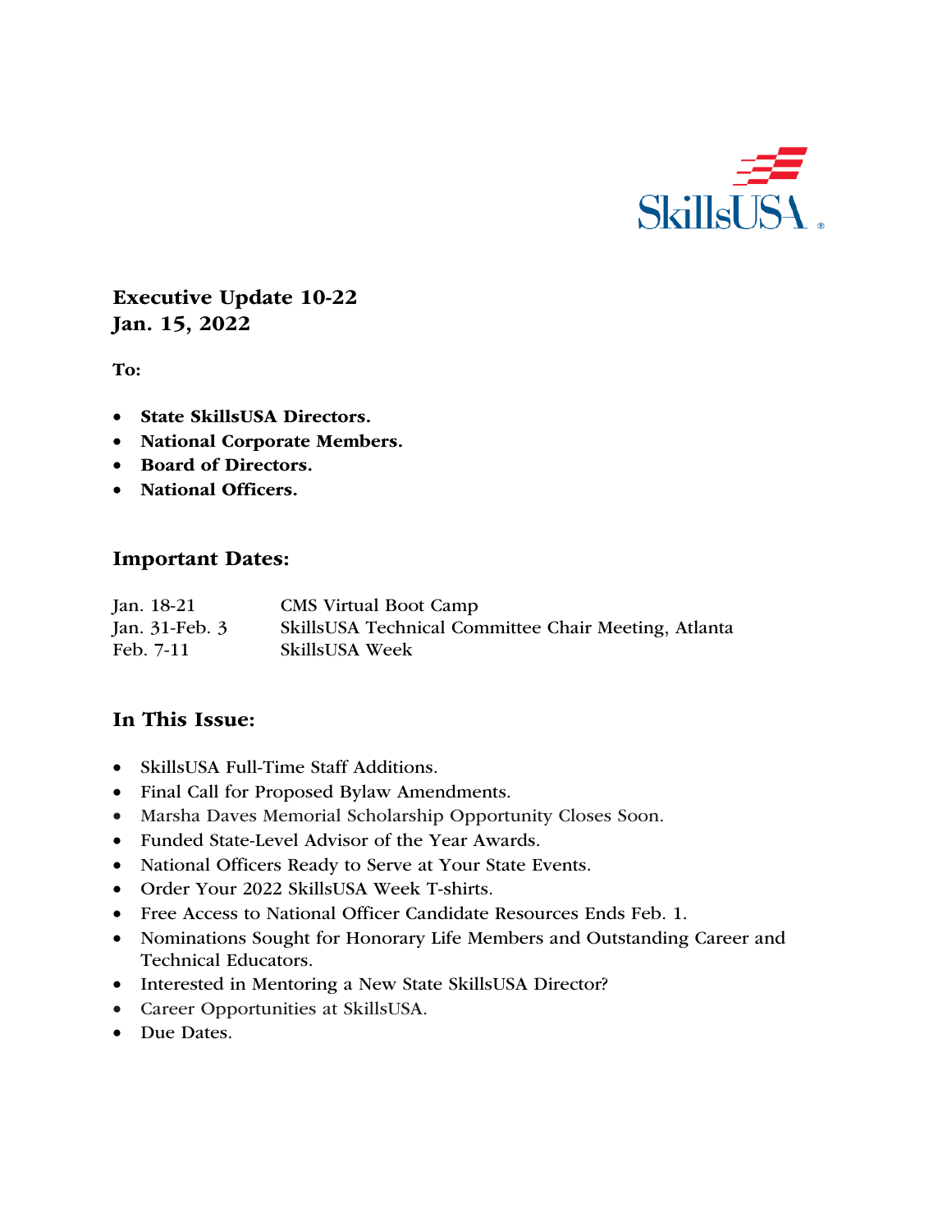SkillsUSA

**Executive Update 10-22**
**Jan. 15, 2022**

**To:**

- **State SkillsUSA Directors.**
- **National Corporate Members.**
- **Board of Directors.**
- **National Officers.**

## Important Dates:

| | |
|---|---|
| Jan. 18-21 | CMS Virtual Boot Camp |
| Jan. 31-Feb. 3 | SkillsUSA Technical Committee Chair Meeting, Atlanta |
| Feb. 7-11 | SkillsUSA Week |

## In This Issue:

- SkillsUSA Full-Time Staff Additions.
- Final Call for Proposed Bylaw Amendments.
- Marsha Daves Memorial Scholarship Opportunity Closes Soon.
- Funded State-Level Advisor of the Year Awards.
- National Officers Ready to Serve at Your State Events.
- Order Your 2022 SkillsUSA Week T-shirts.
- Free Access to National Officer Candidate Resources Ends Feb. 1.
- Nominations Sought for Honorary Life Members and Outstanding Career and Technical Educators.
- Interested in Mentoring a New State SkillsUSA Director?
- Career Opportunities at SkillsUSA.
- Due Dates.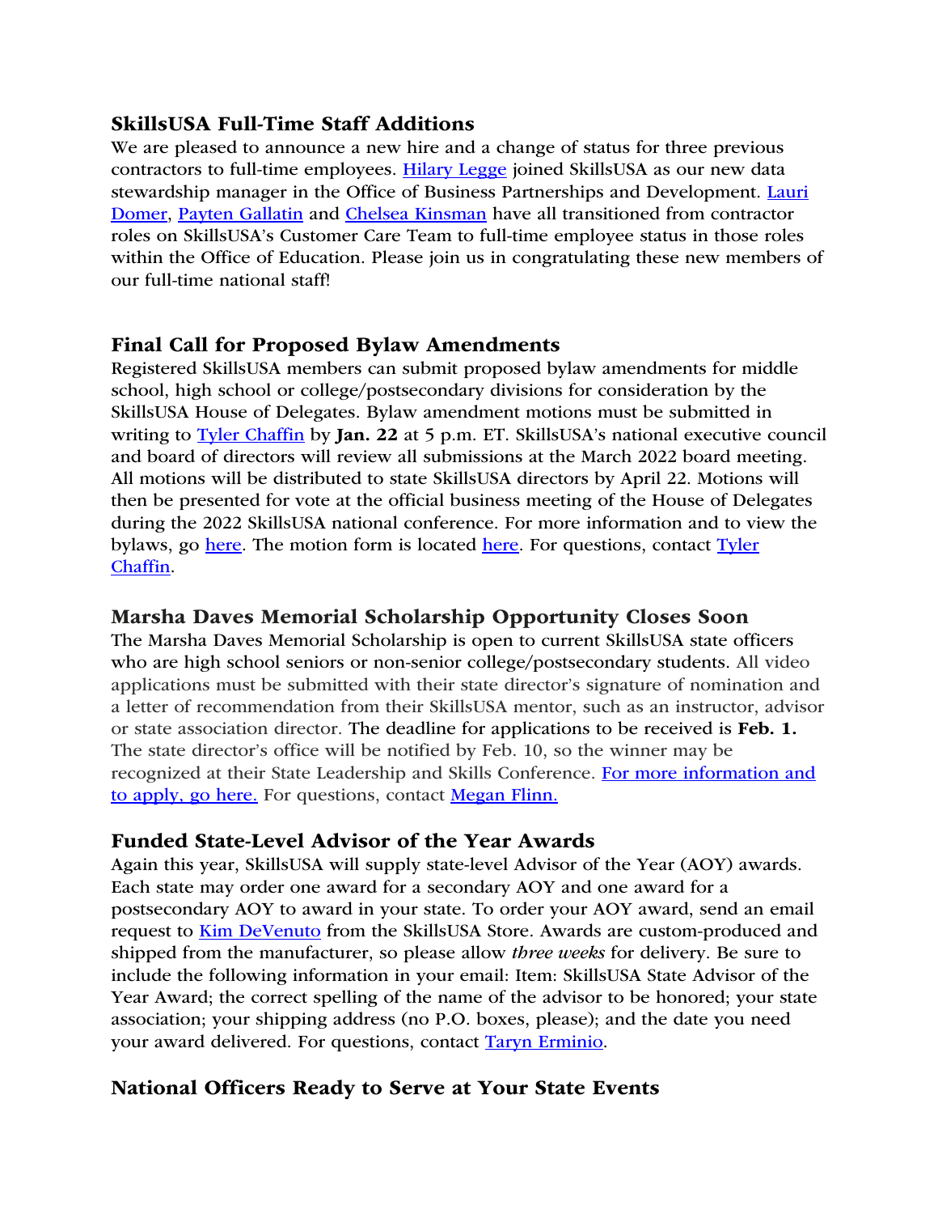## SkillsUSA Full-Time Staff Additions

We are pleased to announce a new hire and a change of status for three previous contractors to full-time employees. Hilary Legge joined SkillsUSA as our new data stewardship manager in the Office of Business Partnerships and Development. Lauri Domer, Payten Gallatin and Chelsea Kinsman have all transitioned from contractor roles on SkillsUSA's Customer Care Team to full-time employee status in those roles within the Office of Education. Please join us in congratulating these new members of our full-time national staff!

## Final Call for Proposed Bylaw Amendments

Registered SkillsUSA members can submit proposed bylaw amendments for middle school, high school or college/postsecondary divisions for consideration by the SkillsUSA House of Delegates. Bylaw amendment motions must be submitted in writing to Tyler Chaffin by **Jan. 22** at 5 p.m. ET. SkillsUSA's national executive council and board of directors will review all submissions at the March 2022 board meeting. All motions will be distributed to state SkillsUSA directors by April 22. Motions will then be presented for vote at the official business meeting of the House of Delegates during the 2022 SkillsUSA national conference. For more information and to view the bylaws, go here. The motion form is located here. For questions, contact Tyler Chaffin.

## Marsha Daves Memorial Scholarship Opportunity Closes Soon

The Marsha Daves Memorial Scholarship is open to current SkillsUSA state officers who are high school seniors or non-senior college/postsecondary students. All video applications must be submitted with their state director's signature of nomination and a letter of recommendation from their SkillsUSA mentor, such as an instructor, advisor or state association director. The deadline for applications to be received is **Feb. 1.** The state director's office will be notified by Feb. 10, so the winner may be recognized at their State Leadership and Skills Conference. For more information and to apply, go here. For questions, contact Megan Flinn.

## Funded State-Level Advisor of the Year Awards

Again this year, SkillsUSA will supply state-level Advisor of the Year (AOY) awards. Each state may order one award for a secondary AOY and one award for a postsecondary AOY to award in your state. To order your AOY award, send an email request to Kim DeVenuto from the SkillsUSA Store. Awards are custom-produced and shipped from the manufacturer, so please allow *three weeks* for delivery. Be sure to include the following information in your email: Item: SkillsUSA State Advisor of the Year Award; the correct spelling of the name of the advisor to be honored; your state association; your shipping address (no P.O. boxes, please); and the date you need your award delivered. For questions, contact Taryn Erminio.

## National Officers Ready to Serve at Your State Events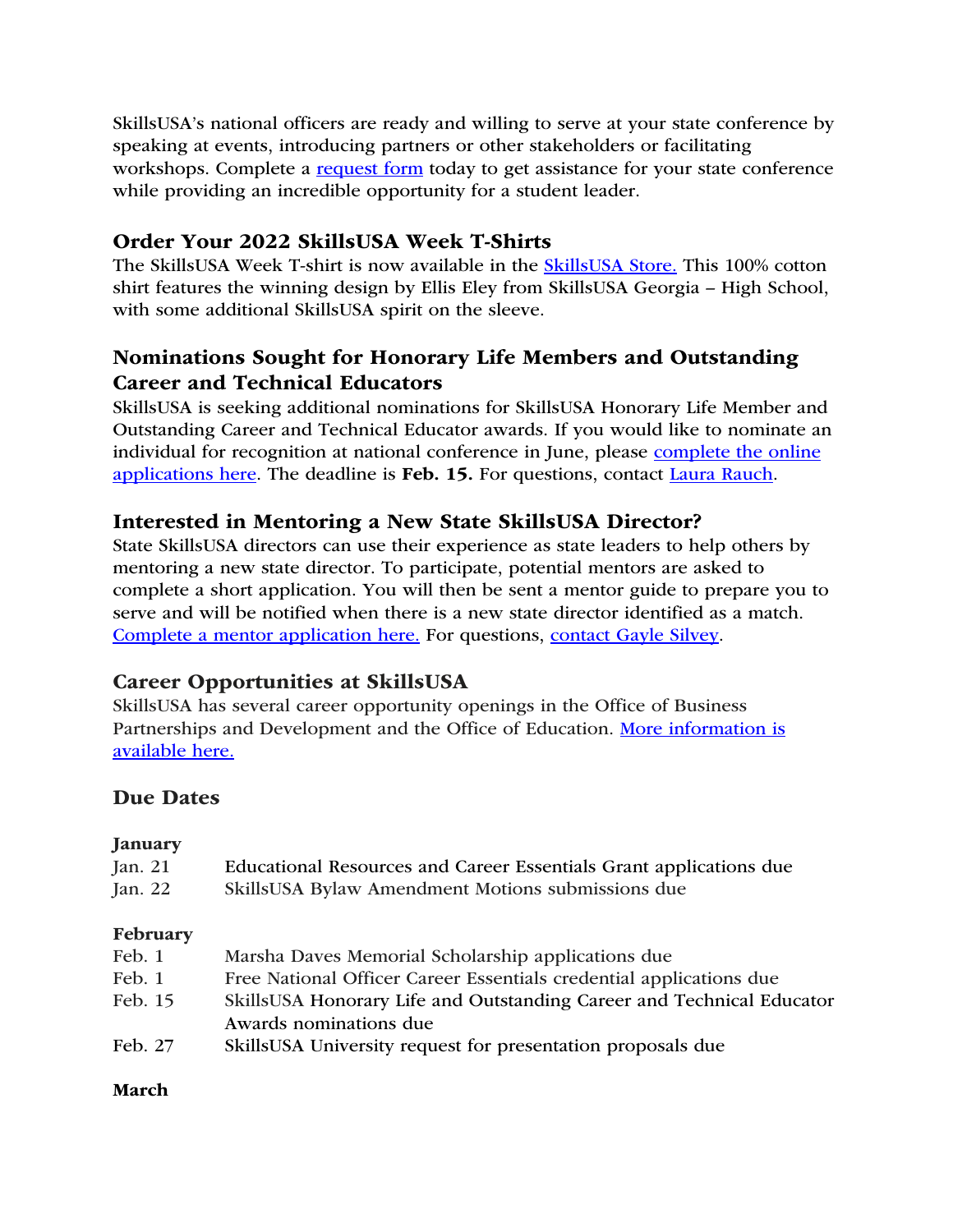SkillsUSA's national officers are ready and willing to serve at your state conference by speaking at events, introducing partners or other stakeholders or facilitating workshops. Complete a request form today to get assistance for your state conference while providing an incredible opportunity for a student leader.

### Order Your 2022 SkillsUSA Week T-Shirts

The SkillsUSA Week T-shirt is now available in the SkillsUSA Store. This 100% cotton shirt features the winning design by Ellis Eley from SkillsUSA Georgia – High School, with some additional SkillsUSA spirit on the sleeve.

### Nominations Sought for Honorary Life Members and Outstanding Career and Technical Educators

SkillsUSA is seeking additional nominations for SkillsUSA Honorary Life Member and Outstanding Career and Technical Educator awards. If you would like to nominate an individual for recognition at national conference in June, please complete the online applications here. The deadline is **Feb. 15.** For questions, contact Laura Rauch.

### Interested in Mentoring a New State SkillsUSA Director?

State SkillsUSA directors can use their experience as state leaders to help others by mentoring a new state director. To participate, potential mentors are asked to complete a short application. You will then be sent a mentor guide to prepare you to serve and will be notified when there is a new state director identified as a match. Complete a mentor application here. For questions, contact Gayle Silvey.

### Career Opportunities at SkillsUSA

SkillsUSA has several career opportunity openings in the Office of Business Partnerships and Development and the Office of Education. More information is available here.

### Due Dates

**January**

| | |
|---|---|
| Jan. 21 | Educational Resources and Career Essentials Grant applications due |
| Jan. 22 | SkillsUSA Bylaw Amendment Motions submissions due |

**February**

| | |
|---|---|
| Feb. 1 | Marsha Daves Memorial Scholarship applications due |
| Feb. 1 | Free National Officer Career Essentials credential applications due |
| Feb. 15 | SkillsUSA Honorary Life and Outstanding Career and Technical Educator Awards nominations due |
| Feb. 27 | SkillsUSA University request for presentation proposals due |

**March**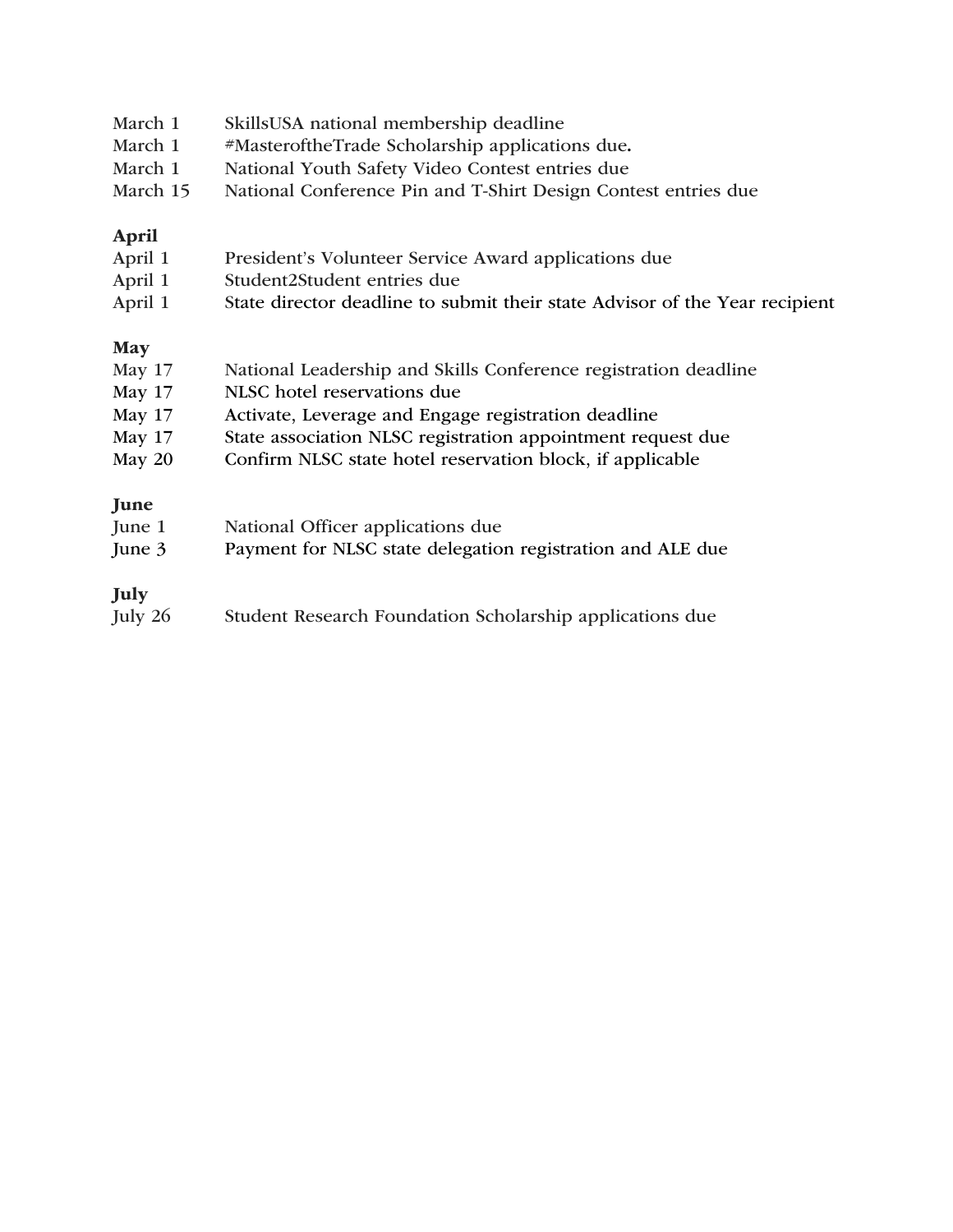March 1 SkillsUSA national membership deadline
March 1 #MasteroftheTrade Scholarship applications due.
March 1 National Youth Safety Video Contest entries due
March 15 National Conference Pin and T-Shirt Design Contest entries due

**April**

April 1 President's Volunteer Service Award applications due
April 1 Student2Student entries due
April 1 State director deadline to submit their state Advisor of the Year recipient

**May**

May 17 National Leadership and Skills Conference registration deadline
May 17 NLSC hotel reservations due
May 17 Activate, Leverage and Engage registration deadline
May 17 State association NLSC registration appointment request due
May 20 Confirm NLSC state hotel reservation block, if applicable

**June**

June 1 National Officer applications due
June 3 Payment for NLSC state delegation registration and ALE due

**July**

July 26 Student Research Foundation Scholarship applications due